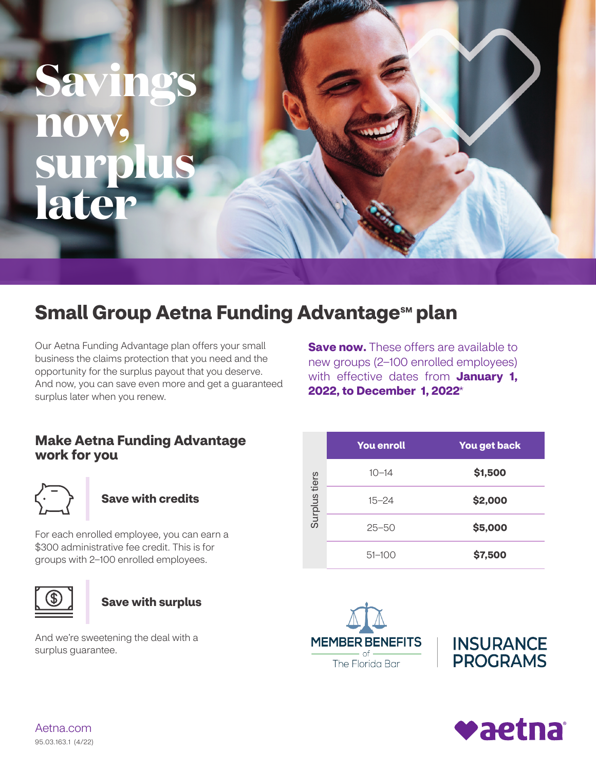# Savings now, surplus later

## Small Group Aetna Funding Advantage℠ plan

Our Aetna Funding Advantage plan offers your small business the claims protection that you need and the opportunity for the surplus payout that you deserve. And now, you can save even more and get a guaranteed surplus later when you renew.

**Save now.** These offers are available to new groups (2–100 enrolled employees) with effective dates from **January 1, 2022, to December 1, 2022***

### Make Aetna Funding Advantage work for you

**Save with credits**

For each enrolled employee, you can earn a $300 administrative fee credit. This is for groups with 2–100 enrolled employees.

**Save with surplus**

And we're sweetening the deal with a surplus guarantee.

| Surplus tiers | You enroll | You get back |
|---|---|---|
| | 10–14 | **$1,500** |
| | 15–24 | **$2,000** |
| | 25–50 | **$5,000** |
| | 51–100 | **$7,500** |

MEMBER BENEFITS of The Florida Bar

INSURANCE PROGRAMS

aetna

Aetna.com

95.03.163.1 (4/22)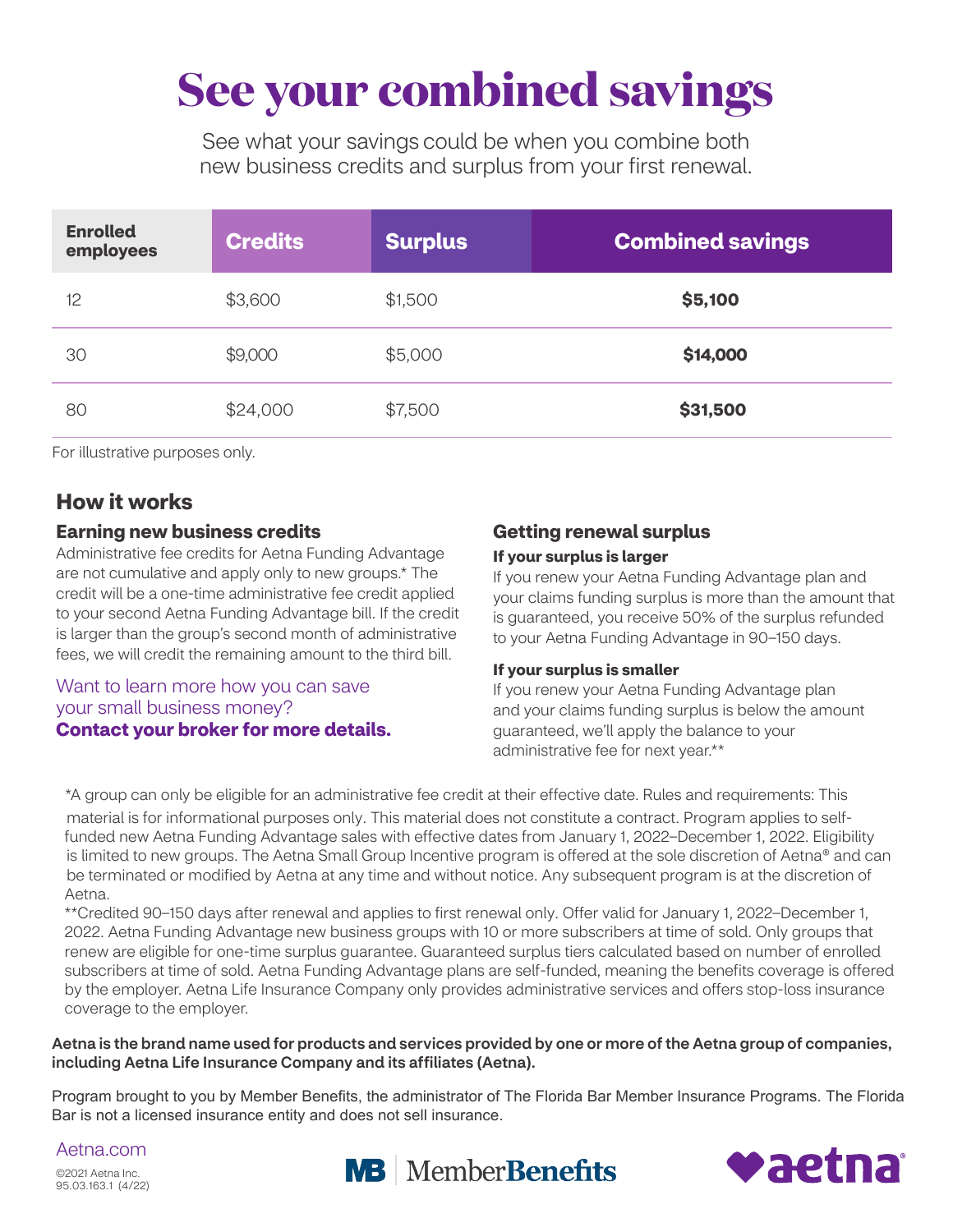# See your combined savings

See what your savings could be when you combine both new business credits and surplus from your first renewal.

| Enrolled employees | Credits | Surplus | Combined savings |
|---|---|---|---|
| 12 | $3,600 | $1,500 | **$5,100** |
| 30 | $9,000 | $5,000 | **$14,000** |
| 80 | $24,000 | $7,500 | **$31,500** |

For illustrative purposes only.

## How it works

### Earning new business credits

Administrative fee credits for Aetna Funding Advantage are not cumulative and apply only to new groups.* The credit will be a one-time administrative fee credit applied to your second Aetna Funding Advantage bill. If the credit is larger than the group's second month of administrative fees, we will credit the remaining amount to the third bill.

Want to learn more how you can save your small business money?
**Contact your broker for more details.**

### Getting renewal surplus

**If your surplus is larger**
If you renew your Aetna Funding Advantage plan and your claims funding surplus is more than the amount that is guaranteed, you receive 50% of the surplus refunded to your Aetna Funding Advantage in 90–150 days.

**If your surplus is smaller**
If you renew your Aetna Funding Advantage plan and your claims funding surplus is below the amount guaranteed, we'll apply the balance to your administrative fee for next year.**

*A group can only be eligible for an administrative fee credit at their effective date. Rules and requirements: This material is for informational purposes only. This material does not constitute a contract. Program applies to self-funded new Aetna Funding Advantage sales with effective dates from January 1, 2022–December 1, 2022. Eligibility is limited to new groups. The Aetna Small Group Incentive program is offered at the sole discretion of Aetna® and can be terminated or modified by Aetna at any time and without notice. Any subsequent program is at the discretion of Aetna.

**Credited 90–150 days after renewal and applies to first renewal only. Offer valid for January 1, 2022–December 1, 2022. Aetna Funding Advantage new business groups with 10 or more subscribers at time of sold. Only groups that renew are eligible for one-time surplus guarantee. Guaranteed surplus tiers calculated based on number of enrolled subscribers at time of sold. Aetna Funding Advantage plans are self-funded, meaning the benefits coverage is offered by the employer. Aetna Life Insurance Company only provides administrative services and offers stop-loss insurance coverage to the employer.

**Aetna is the brand name used for products and services provided by one or more of the Aetna group of companies, including Aetna Life Insurance Company and its affiliates (Aetna).**

Program brought to you by Member Benefits, the administrator of The Florida Bar Member Insurance Programs. The Florida Bar is not a licensed insurance entity and does not sell insurance.

Aetna.com

©2021 Aetna Inc.
95.03.163.1 (4/22)

MB | MemberBenefits

aetna®